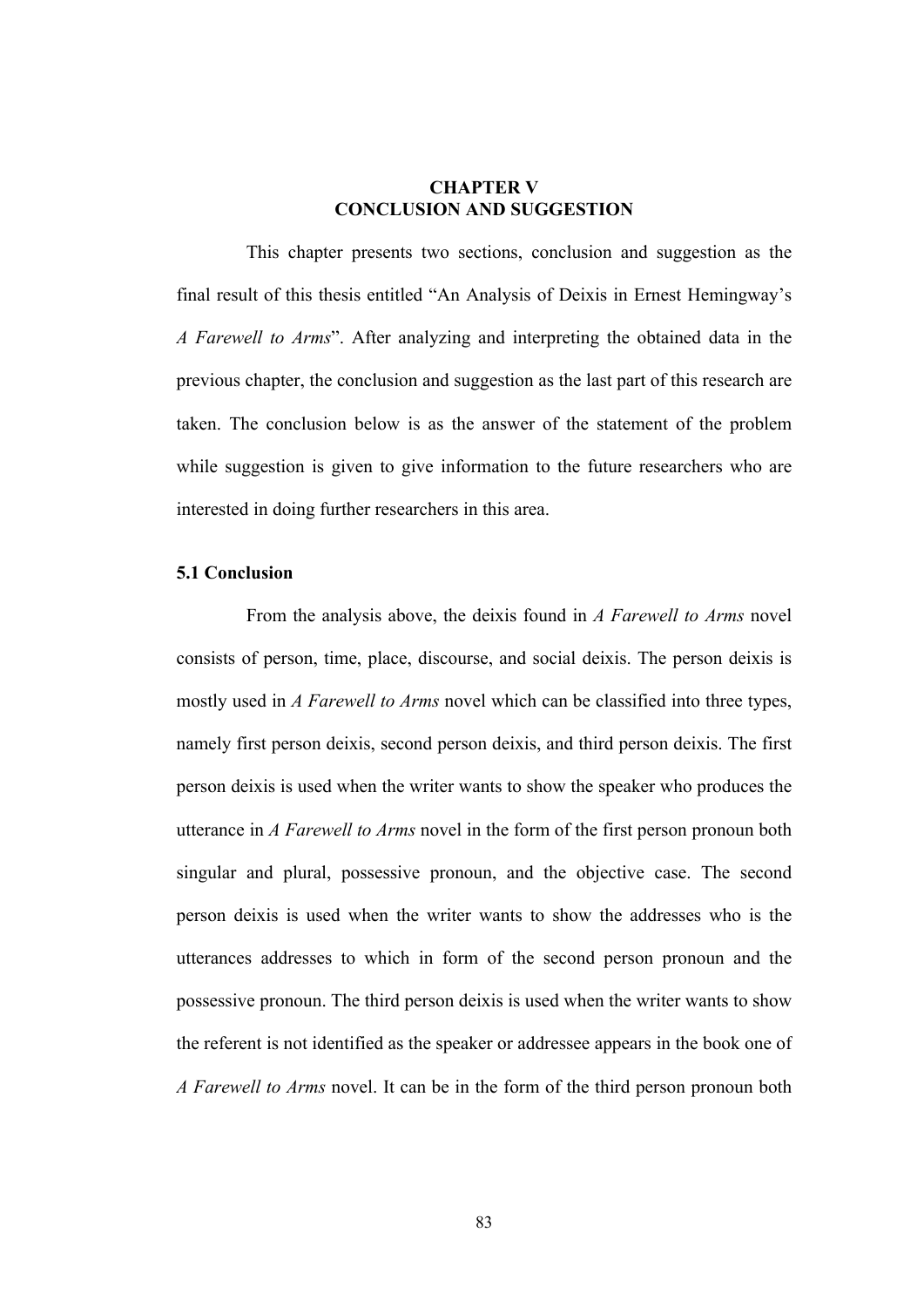# CHAPTER V
# CONCLUSION AND SUGGESTION

This chapter presents two sections, conclusion and suggestion as the final result of this thesis entitled "An Analysis of Deixis in Ernest Hemingway's *A Farewell to Arms*". After analyzing and interpreting the obtained data in the previous chapter, the conclusion and suggestion as the last part of this research are taken. The conclusion below is as the answer of the statement of the problem while suggestion is given to give information to the future researchers who are interested in doing further researchers in this area.

## 5.1 Conclusion

From the analysis above, the deixis found in *A Farewell to Arms* novel consists of person, time, place, discourse, and social deixis. The person deixis is mostly used in *A Farewell to Arms* novel which can be classified into three types, namely first person deixis, second person deixis, and third person deixis. The first person deixis is used when the writer wants to show the speaker who produces the utterance in *A Farewell to Arms* novel in the form of the first person pronoun both singular and plural, possessive pronoun, and the objective case. The second person deixis is used when the writer wants to show the addresses who is the utterances addresses to which in form of the second person pronoun and the possessive pronoun. The third person deixis is used when the writer wants to show the referent is not identified as the speaker or addressee appears in the book one of *A Farewell to Arms* novel. It can be in the form of the third person pronoun both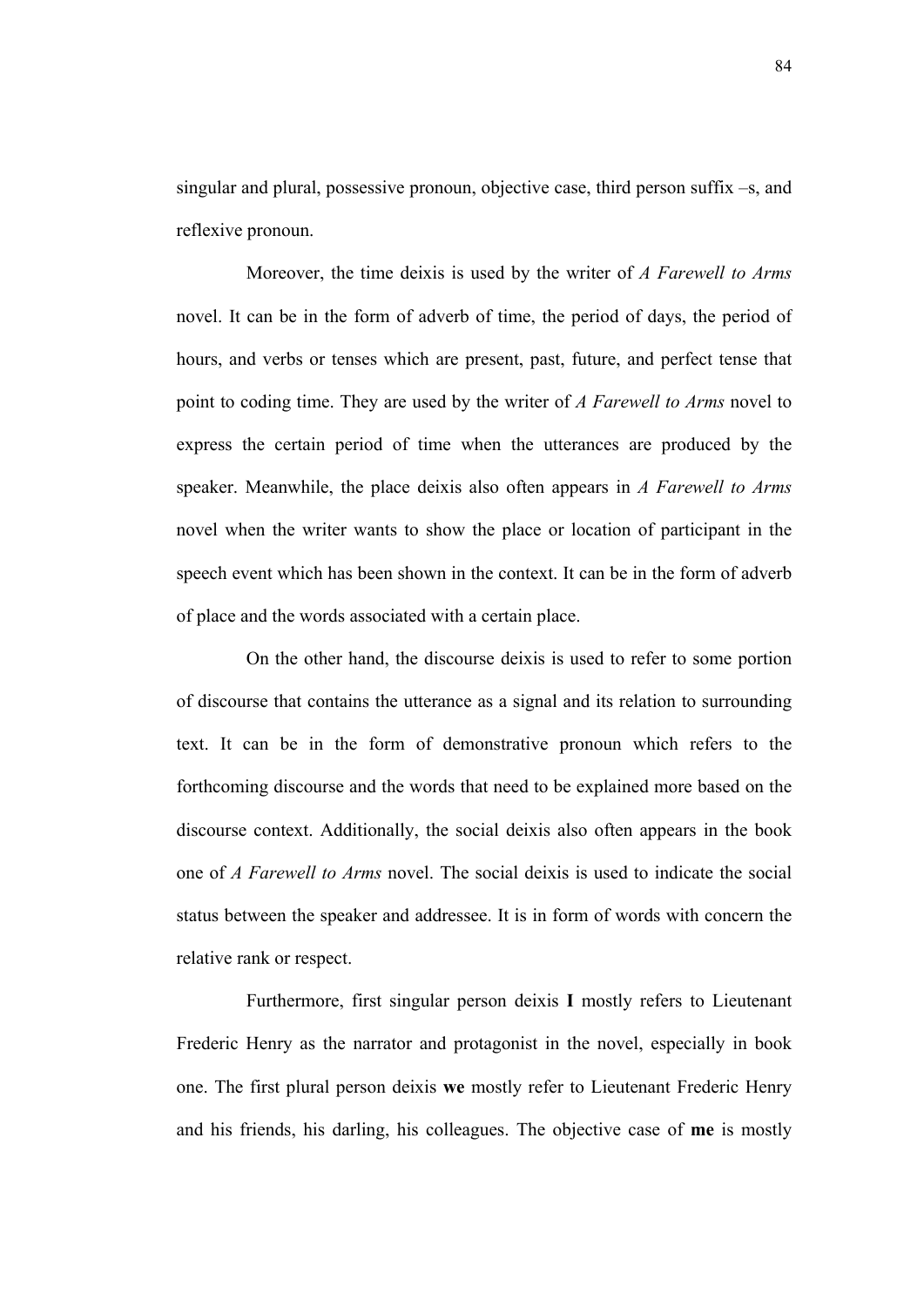singular and plural, possessive pronoun, objective case, third person suffix –s, and reflexive pronoun.

Moreover, the time deixis is used by the writer of *A Farewell to Arms* novel. It can be in the form of adverb of time, the period of days, the period of hours, and verbs or tenses which are present, past, future, and perfect tense that point to coding time. They are used by the writer of *A Farewell to Arms* novel to express the certain period of time when the utterances are produced by the speaker. Meanwhile, the place deixis also often appears in *A Farewell to Arms* novel when the writer wants to show the place or location of participant in the speech event which has been shown in the context. It can be in the form of adverb of place and the words associated with a certain place.

On the other hand, the discourse deixis is used to refer to some portion of discourse that contains the utterance as a signal and its relation to surrounding text. It can be in the form of demonstrative pronoun which refers to the forthcoming discourse and the words that need to be explained more based on the discourse context. Additionally, the social deixis also often appears in the book one of *A Farewell to Arms* novel. The social deixis is used to indicate the social status between the speaker and addressee. It is in form of words with concern the relative rank or respect.

Furthermore, first singular person deixis **I** mostly refers to Lieutenant Frederic Henry as the narrator and protagonist in the novel, especially in book one. The first plural person deixis **we** mostly refer to Lieutenant Frederic Henry and his friends, his darling, his colleagues. The objective case of **me** is mostly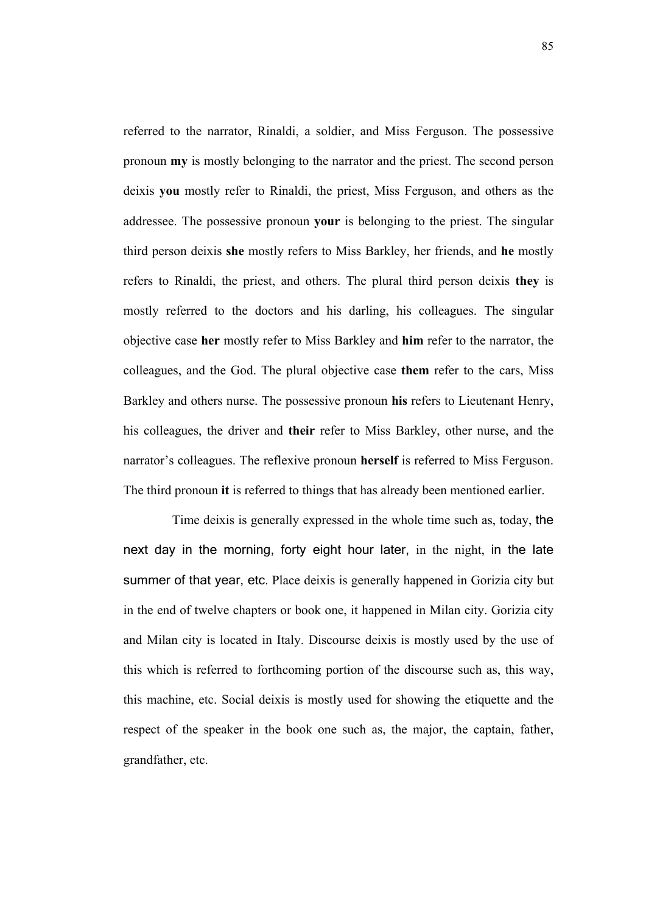referred to the narrator, Rinaldi, a soldier, and Miss Ferguson. The possessive pronoun **my** is mostly belonging to the narrator and the priest. The second person deixis **you** mostly refer to Rinaldi, the priest, Miss Ferguson, and others as the addressee. The possessive pronoun **your** is belonging to the priest. The singular third person deixis **she** mostly refers to Miss Barkley, her friends, and **he** mostly refers to Rinaldi, the priest, and others. The plural third person deixis **they** is mostly referred to the doctors and his darling, his colleagues. The singular objective case **her** mostly refer to Miss Barkley and **him** refer to the narrator, the colleagues, and the God. The plural objective case **them** refer to the cars, Miss Barkley and others nurse. The possessive pronoun **his** refers to Lieutenant Henry, his colleagues, the driver and **their** refer to Miss Barkley, other nurse, and the narrator's colleagues. The reflexive pronoun **herself** is referred to Miss Ferguson. The third pronoun **it** is referred to things that has already been mentioned earlier.

Time deixis is generally expressed in the whole time such as, today, the next day in the morning, forty eight hour later, in the night, in the late summer of that year, etc. Place deixis is generally happened in Gorizia city but in the end of twelve chapters or book one, it happened in Milan city. Gorizia city and Milan city is located in Italy. Discourse deixis is mostly used by the use of this which is referred to forthcoming portion of the discourse such as, this way, this machine, etc. Social deixis is mostly used for showing the etiquette and the respect of the speaker in the book one such as, the major, the captain, father, grandfather, etc.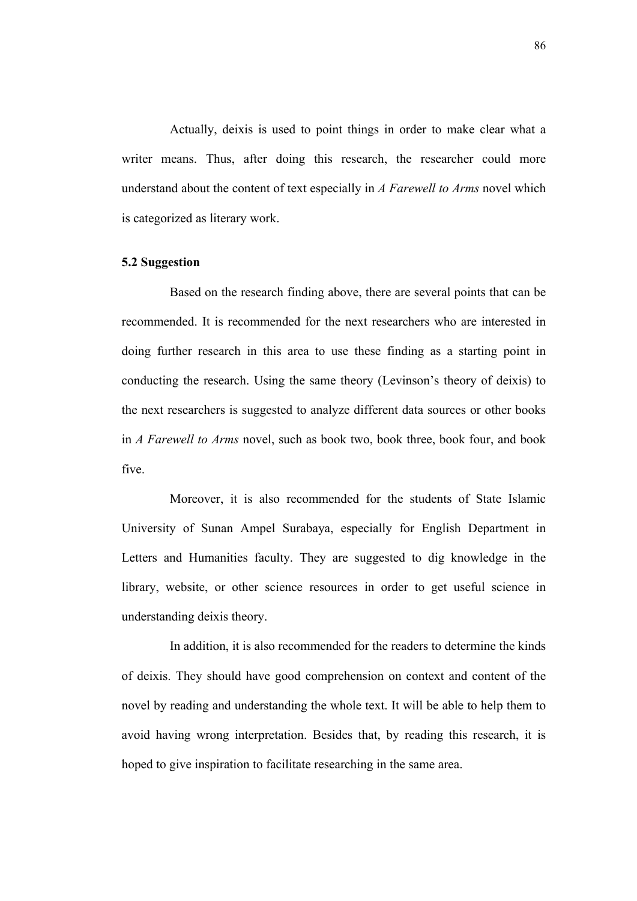Actually, deixis is used to point things in order to make clear what a writer means. Thus, after doing this research, the researcher could more understand about the content of text especially in *A Farewell to Arms* novel which is categorized as literary work.

### 5.2 Suggestion

Based on the research finding above, there are several points that can be recommended. It is recommended for the next researchers who are interested in doing further research in this area to use these finding as a starting point in conducting the research. Using the same theory (Levinson's theory of deixis) to the next researchers is suggested to analyze different data sources or other books in *A Farewell to Arms* novel, such as book two, book three, book four, and book five.

Moreover, it is also recommended for the students of State Islamic University of Sunan Ampel Surabaya, especially for English Department in Letters and Humanities faculty. They are suggested to dig knowledge in the library, website, or other science resources in order to get useful science in understanding deixis theory.

In addition, it is also recommended for the readers to determine the kinds of deixis. They should have good comprehension on context and content of the novel by reading and understanding the whole text. It will be able to help them to avoid having wrong interpretation. Besides that, by reading this research, it is hoped to give inspiration to facilitate researching in the same area.